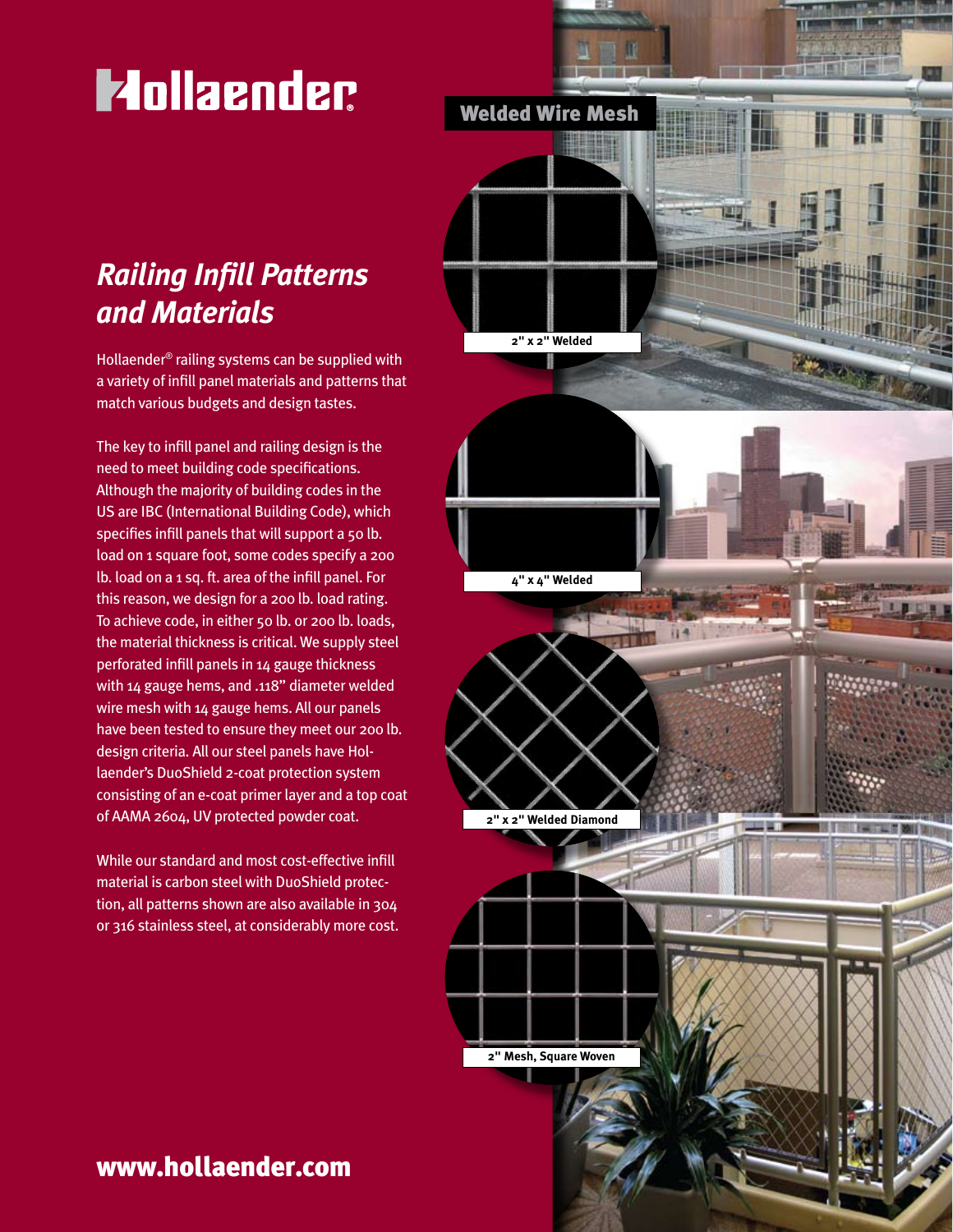# Hollaender

## Railing Infill Patterns and Materials

Hollaender® railing systems can be supplied with a variety of infill panel materials and patterns that match various budgets and design tastes.

The key to infill panel and railing design is the need to meet building code specifications. Although the majority of building codes in the US are IBC (International Building Code), which specifies infill panels that will support a 50 lb. load on 1 square foot, some codes specify a 200 lb. load on a 1 sq. ft. area of the infill panel. For this reason, we design for a 200 lb. load rating. To achieve code, in either 50 lb. or 200 lb. loads, the material thickness is critical. We supply steel perforated infill panels in 14 gauge thickness with 14 gauge hems, and .118" diameter welded wire mesh with 14 gauge hems. All our panels have been tested to ensure they meet our 200 lb. design criteria. All our steel panels have Hollaender's DuoShield 2-coat protection system consisting of an e-coat primer layer and a top coat of AAMA 2604, UV protected powder coat.

While our standard and most cost-effective infill material is carbon steel with DuoShield protection, all patterns shown are also available in 304 or 316 stainless steel, at considerably more cost.

### Welded Wire Mesh

2" x 2" Welded

4" x 4" Welded

2" x 2" Welded Diamond

2" Mesh, Square Woven

**www.hollaender.com**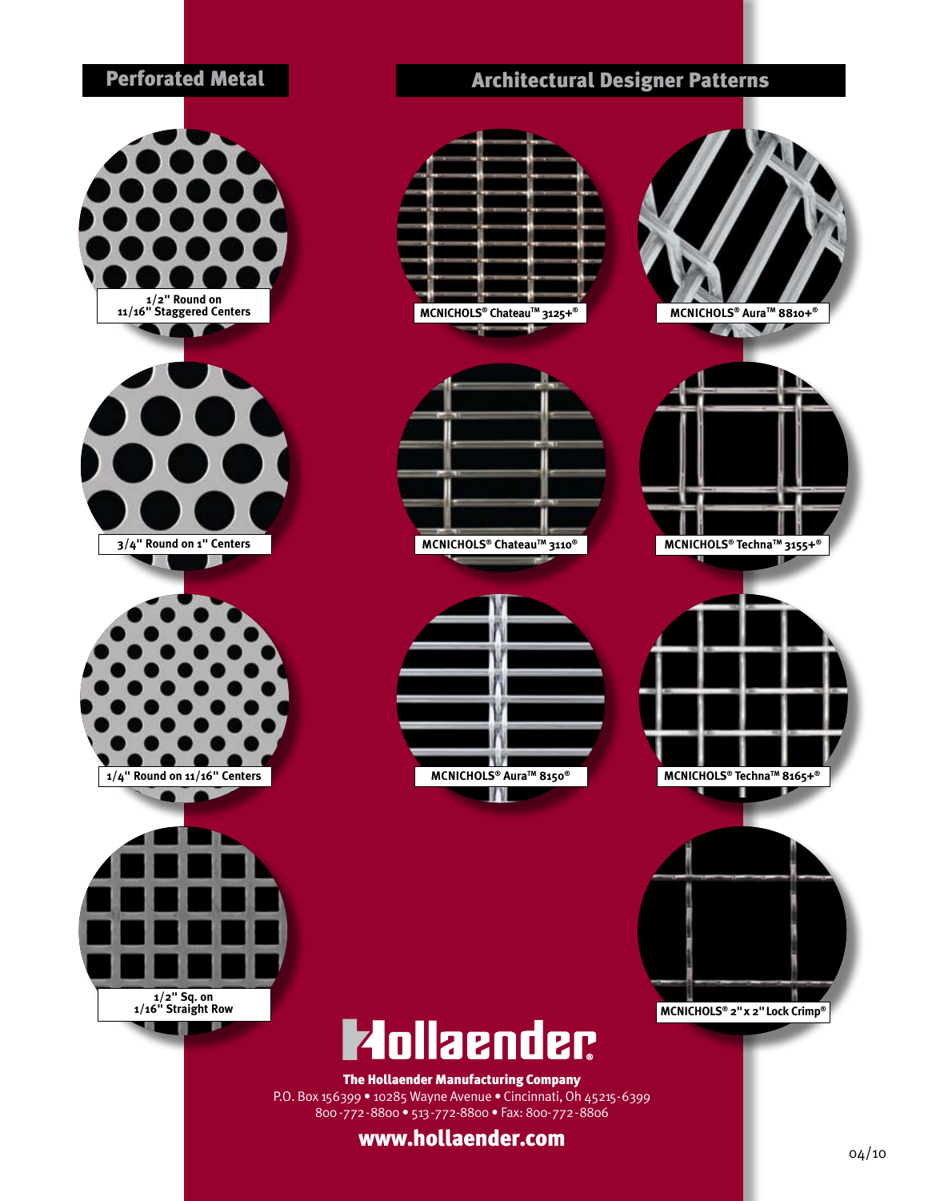## Perforated Metal

1/2" Round on 11/16" Staggered Centers

3/4" Round on 1" Centers

1/4" Round on 11/16" Centers

1/2" Sq. on 1/16" Straight Row

## Architectural Designer Patterns

MCNICHOLS® Chateau™ 3125+®

MCNICHOLS® Aura™ 8810+®

MCNICHOLS® Chateau™ 3110®

MCNICHOLS® Techna™ 3155+®

MCNICHOLS® Aura™ 8150®

MCNICHOLS® Techna™ 8165+®

MCNICHOLS® 2" x 2" Lock Crimp®

**Hollaender**

**The Hollaender Manufacturing Company**
P.O. Box 156399 • 10285 Wayne Avenue • Cincinnati, Oh 45215-6399
800-772-8800 • 513-772-8800 • Fax: 800-772-8806

**www.hollaender.com**

04/10